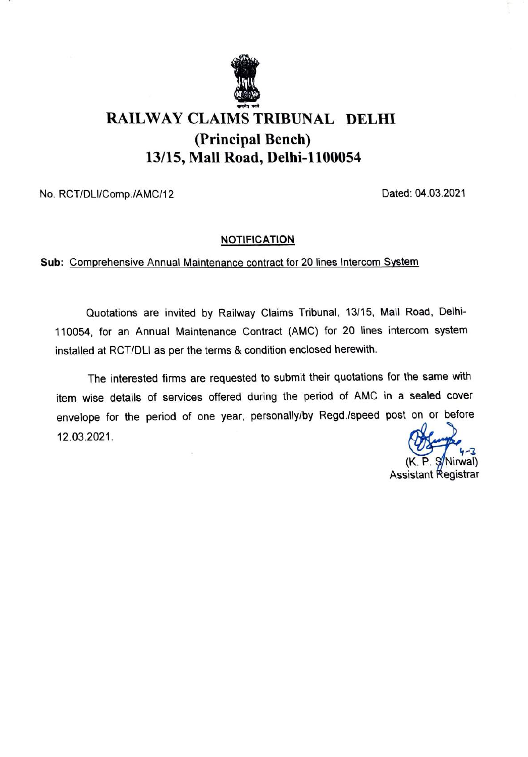# RAILWAY CLAIMS TRIBUNAL DELHI

## (Principal Bench)

## 13/15, Mall Road, Delhi-1100054

No. RCT/DLI/Comp./AMC/12

Dated: 04.03.2021

**NOTIFICATION**

**Sub:** Comprehensive Annual Maintenance contract for 20 lines Intercom System

Quotations are invited by Railway Claims Tribunal, 13/15, Mall Road, Delhi-110054, for an Annual Maintenance Contract (AMC) for 20 lines intercom system installed at RCT/DLI as per the terms & condition enclosed herewith.

The interested firms are requested to submit their quotations for the same with item wise details of services offered during the period of AMC in a sealed cover envelope for the period of one year, personally/by Regd./speed post on or before 12.03.2021.

4-3

(K. P. S Nirwal)
Assistant Registrar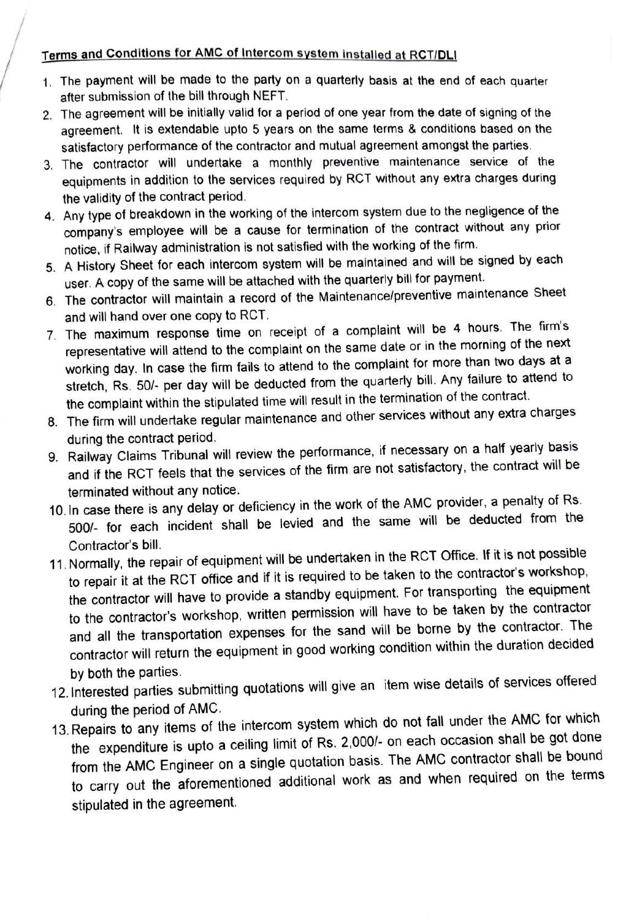**<u>Terms and Conditions for AMC of Intercom system installed at RCT/DLI</u>**

1. The payment will be made to the party on a quarterly basis at the end of each quarter after submission of the bill through NEFT.
2. The agreement will be initially valid for a period of one year from the date of signing of the agreement. It is extendable upto 5 years on the same terms & conditions based on the satisfactory performance of the contractor and mutual agreement amongst the parties.
3. The contractor will undertake a monthly preventive maintenance service of the equipments in addition to the services required by RCT without any extra charges during the validity of the contract period.
4. Any type of breakdown in the working of the intercom system due to the negligence of the company's employee will be a cause for termination of the contract without any prior notice, if Railway administration is not satisfied with the working of the firm.
5. A History Sheet for each intercom system will be maintained and will be signed by each user. A copy of the same will be attached with the quarterly bill for payment.
6. The contractor will maintain a record of the Maintenance/preventive maintenance Sheet and will hand over one copy to RCT.
7. The maximum response time on receipt of a complaint will be 4 hours. The firm's representative will attend to the complaint on the same date or in the morning of the next working day. In case the firm fails to attend to the complaint for more than two days at a stretch, Rs. 50/- per day will be deducted from the quarterly bill. Any failure to attend to the complaint within the stipulated time will result in the termination of the contract.
8. The firm will undertake regular maintenance and other services without any extra charges during the contract period.
9. Railway Claims Tribunal will review the performance, if necessary on a half yearly basis and if the RCT feels that the services of the firm are not satisfactory, the contract will be terminated without any notice.
10. In case there is any delay or deficiency in the work of the AMC provider, a penalty of Rs. 500/- for each incident shall be levied and the same will be deducted from the Contractor's bill.
11. Normally, the repair of equipment will be undertaken in the RCT Office. If it is not possible to repair it at the RCT office and if it is required to be taken to the contractor's workshop, the contractor will have to provide a standby equipment. For transporting the equipment to the contractor's workshop, written permission will have to be taken by the contractor and all the transportation expenses for the sand will be borne by the contractor. The contractor will return the equipment in good working condition within the duration decided by both the parties.
12. Interested parties submitting quotations will give an item wise details of services offered during the period of AMC.
13. Repairs to any items of the intercom system which do not fall under the AMC for which the expenditure is upto a ceiling limit of Rs. 2,000/- on each occasion shall be got done from the AMC Engineer on a single quotation basis. The AMC contractor shall be bound to carry out the aforementioned additional work as and when required on the terms stipulated in the agreement.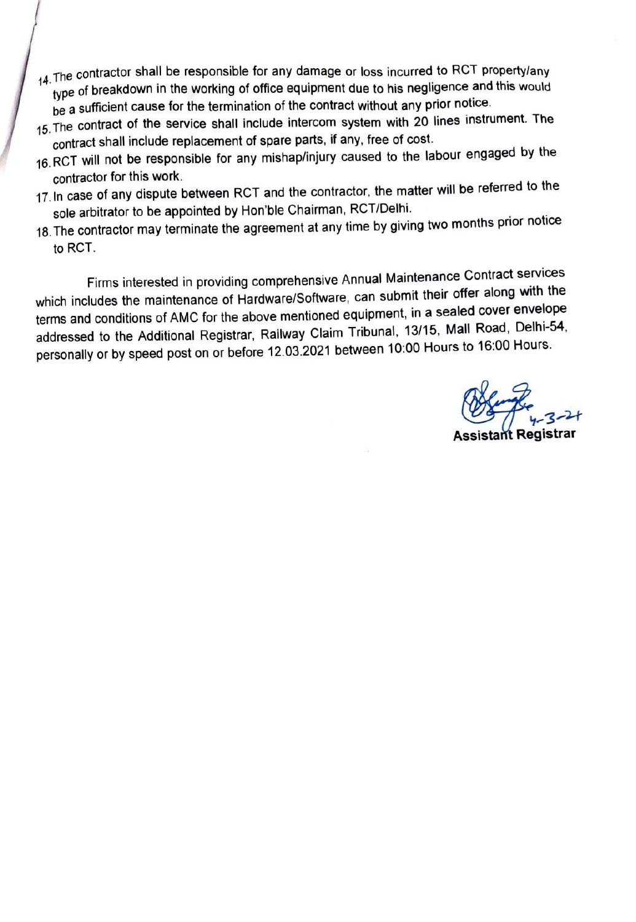14. The contractor shall be responsible for any damage or loss incurred to RCT property/any type of breakdown in the working of office equipment due to his negligence and this would be a sufficient cause for the termination of the contract without any prior notice.
15. The contract of the service shall include intercom system with 20 lines instrument. The contract shall include replacement of spare parts, if any, free of cost.
16. RCT will not be responsible for any mishap/injury caused to the labour engaged by the contractor for this work.
17. In case of any dispute between RCT and the contractor, the matter will be referred to the sole arbitrator to be appointed by Hon'ble Chairman, RCT/Delhi.
18. The contractor may terminate the agreement at any time by giving two months prior notice to RCT.

Firms interested in providing comprehensive Annual Maintenance Contract services which includes the maintenance of Hardware/Software, can submit their offer along with the terms and conditions of AMC for the above mentioned equipment, in a sealed cover envelope addressed to the Additional Registrar, Railway Claim Tribunal, 13/15, Mall Road, Delhi-54, personally or by speed post on or before 12.03.2021 between 10:00 Hours to 16:00 Hours.

4-3-21

**Assistant Registrar**